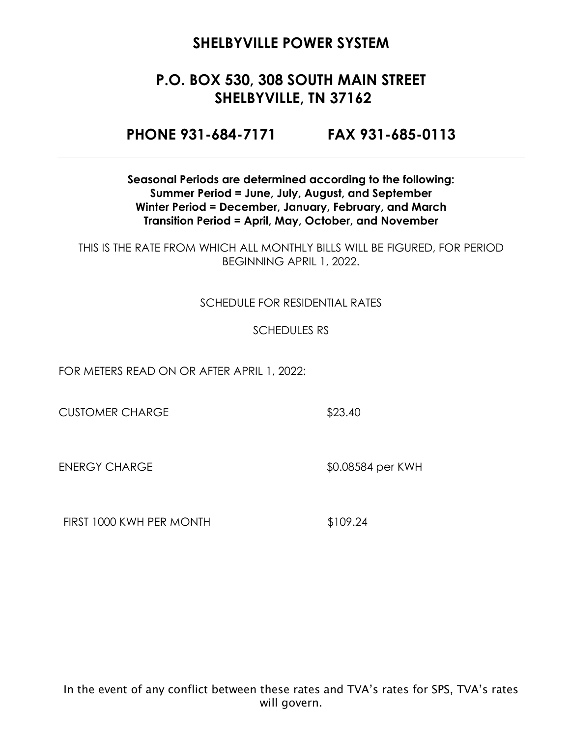# SHELBYVILLE POWER SYSTEM

## P.O. BOX 530, 308 SOUTH MAIN STREET
## SHELBYVILLE, TN 37162

## PHONE 931-684-7171 FAX 931-685-0113

---

**Seasonal Periods are determined according to the following:**
**Summer Period = June, July, August, and September**
**Winter Period = December, January, February, and March**
**Transition Period = April, May, October, and November**

THIS IS THE RATE FROM WHICH ALL MONTHLY BILLS WILL BE FIGURED, FOR PERIOD BEGINNING APRIL 1, 2022.

SCHEDULE FOR RESIDENTIAL RATES

SCHEDULES RS

FOR METERS READ ON OR AFTER APRIL 1, 2022:

| | |
|---|---|
| CUSTOMER CHARGE | $23.40 |
| ENERGY CHARGE | $0.08584 per KWH |
| FIRST 1000 KWH PER MONTH | $109.24 |

In the event of any conflict between these rates and TVA's rates for SPS, TVA's rates will govern.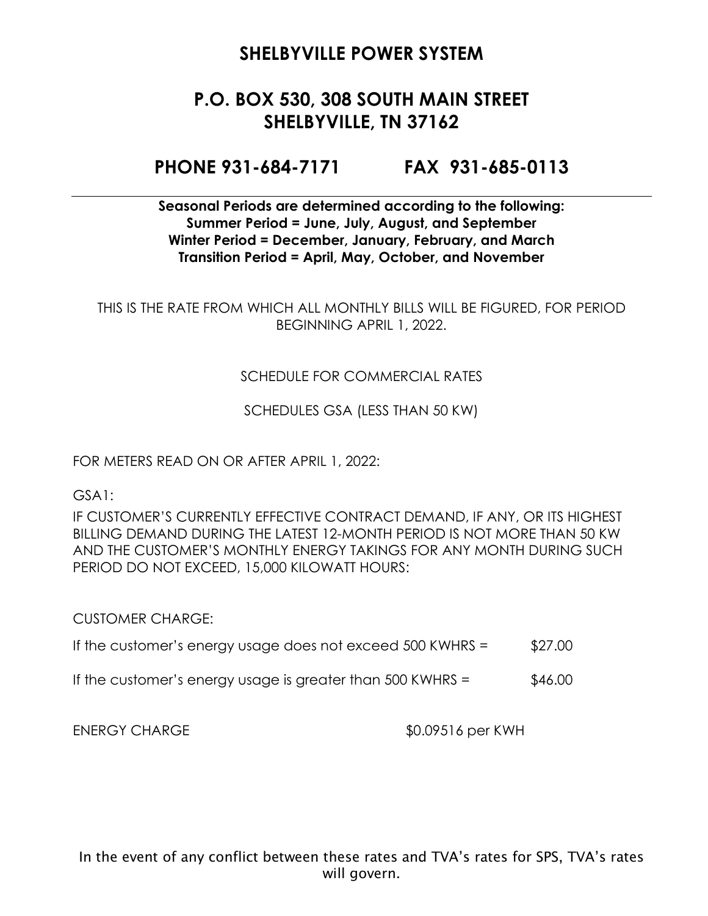# SHELBYVILLE POWER SYSTEM

## P.O. BOX 530, 308 SOUTH MAIN STREET SHELBYVILLE, TN 37162

## PHONE 931-684-7171 FAX 931-685-0113

---

**Seasonal Periods are determined according to the following:**
**Summer Period = June, July, August, and September**
**Winter Period = December, January, February, and March**
**Transition Period = April, May, October, and November**

THIS IS THE RATE FROM WHICH ALL MONTHLY BILLS WILL BE FIGURED, FOR PERIOD BEGINNING APRIL 1, 2022.

SCHEDULE FOR COMMERCIAL RATES

SCHEDULES GSA (LESS THAN 50 KW)

FOR METERS READ ON OR AFTER APRIL 1, 2022:

GSA1:

IF CUSTOMER'S CURRENTLY EFFECTIVE CONTRACT DEMAND, IF ANY, OR ITS HIGHEST BILLING DEMAND DURING THE LATEST 12-MONTH PERIOD IS NOT MORE THAN 50 KW AND THE CUSTOMER'S MONTHLY ENERGY TAKINGS FOR ANY MONTH DURING SUCH PERIOD DO NOT EXCEED, 15,000 KILOWATT HOURS:

CUSTOMER CHARGE:

If the customer's energy usage does not exceed 500 KWHRS = $27.00

If the customer's energy usage is greater than 500 KWHRS = $46.00

ENERGY CHARGE $0.09516 per KWH

In the event of any conflict between these rates and TVA's rates for SPS, TVA's rates will govern.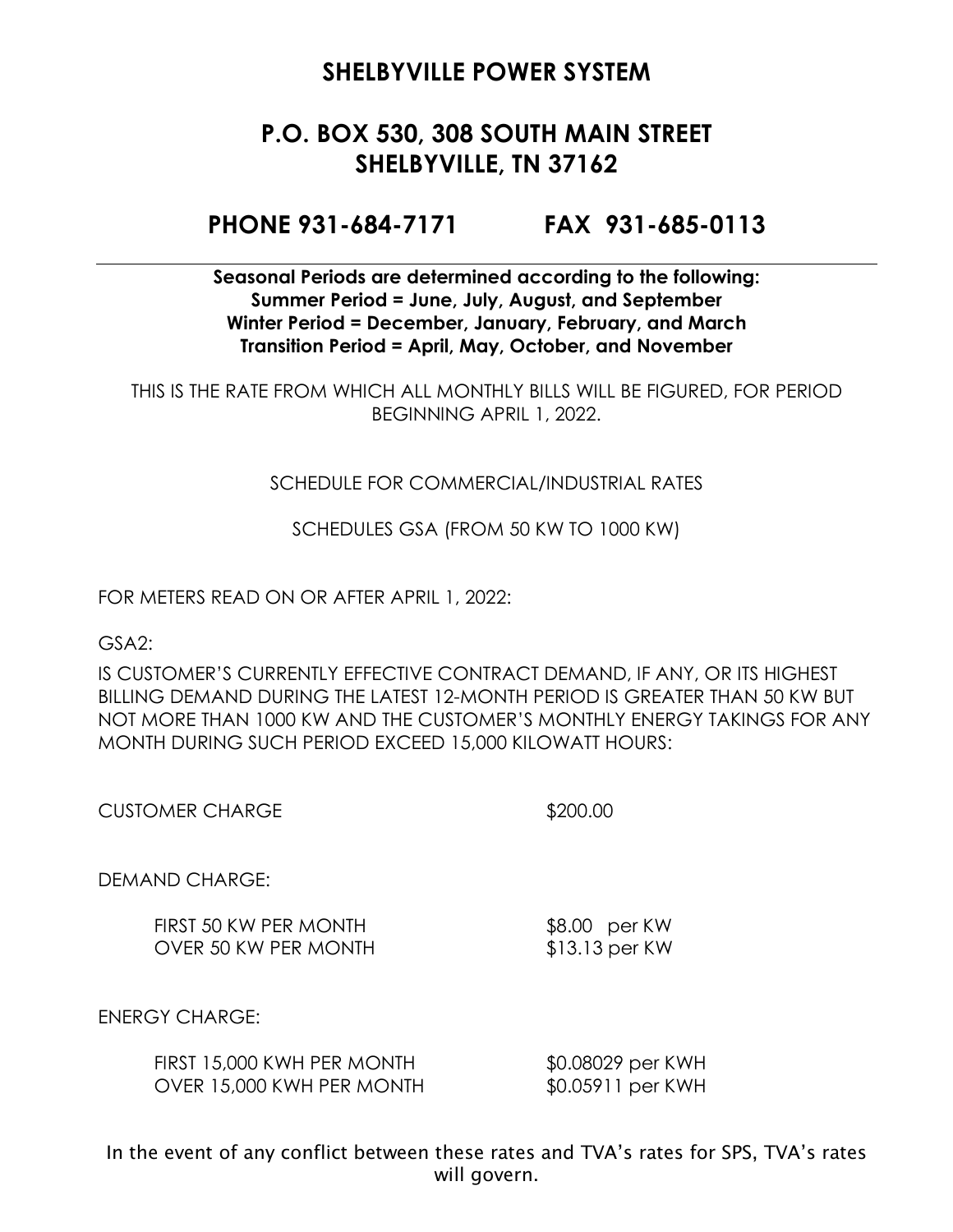# SHELBYVILLE POWER SYSTEM

## P.O. BOX 530, 308 SOUTH MAIN STREET
## SHELBYVILLE, TN 37162

## PHONE 931-684-7171 FAX 931-685-0113

---

**Seasonal Periods are determined according to the following:**
**Summer Period = June, July, August, and September**
**Winter Period = December, January, February, and March**
**Transition Period = April, May, October, and November**

THIS IS THE RATE FROM WHICH ALL MONTHLY BILLS WILL BE FIGURED, FOR PERIOD BEGINNING APRIL 1, 2022.

SCHEDULE FOR COMMERCIAL/INDUSTRIAL RATES

SCHEDULES GSA (FROM 50 KW TO 1000 KW)

FOR METERS READ ON OR AFTER APRIL 1, 2022:

GSA2:

IS CUSTOMER'S CURRENTLY EFFECTIVE CONTRACT DEMAND, IF ANY, OR ITS HIGHEST BILLING DEMAND DURING THE LATEST 12-MONTH PERIOD IS GREATER THAN 50 KW BUT NOT MORE THAN 1000 KW AND THE CUSTOMER'S MONTHLY ENERGY TAKINGS FOR ANY MONTH DURING SUCH PERIOD EXCEED 15,000 KILOWATT HOURS:

CUSTOMER CHARGE $200.00

DEMAND CHARGE:

| | |
|---|---|
| FIRST 50 KW PER MONTH | $8.00 per KW |
| OVER 50 KW PER MONTH | $13.13 per KW |

ENERGY CHARGE:

| | |
|---|---|
| FIRST 15,000 KWH PER MONTH | $0.08029 per KWH |
| OVER 15,000 KWH PER MONTH | $0.05911 per KWH |

In the event of any conflict between these rates and TVA's rates for SPS, TVA's rates will govern.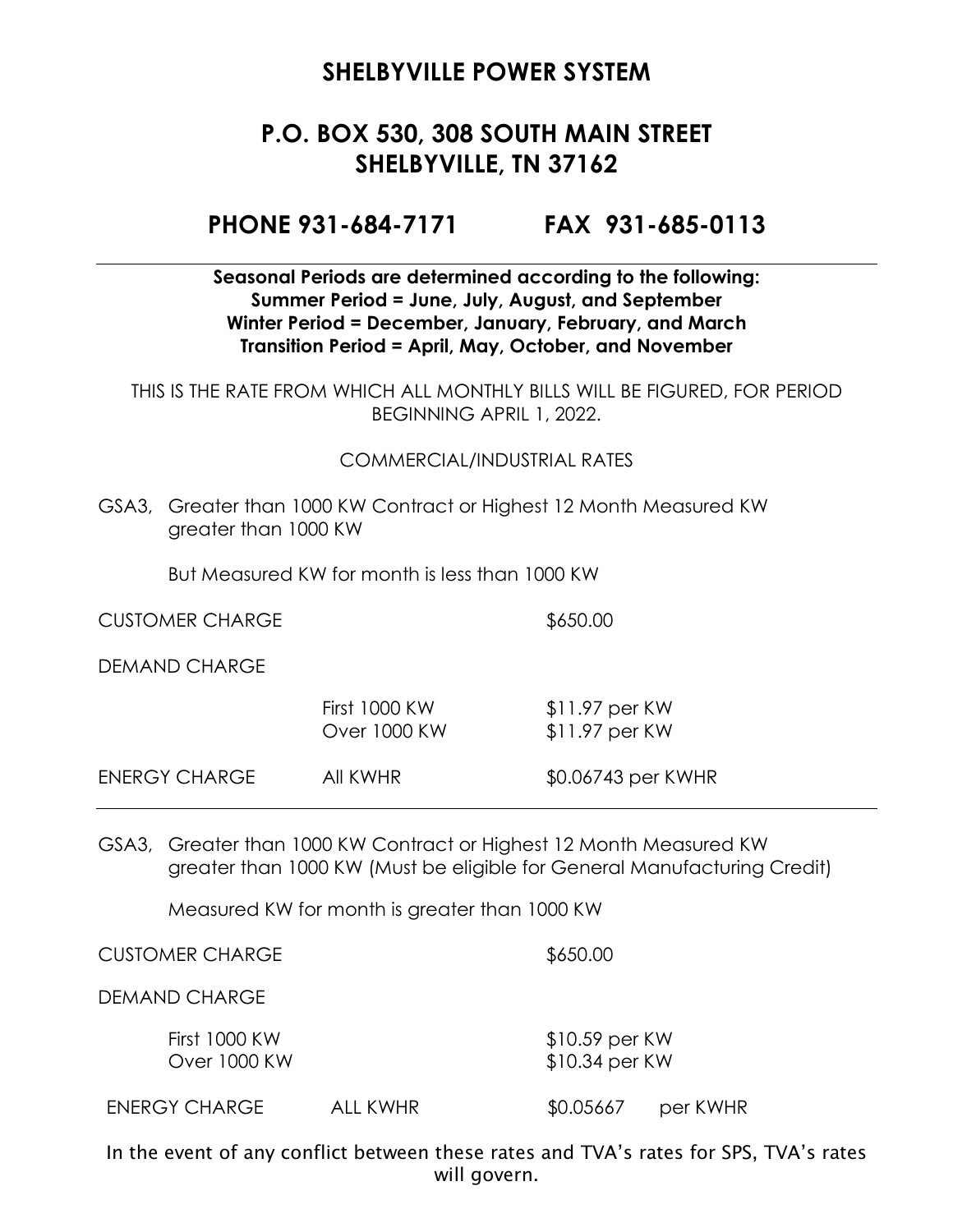# SHELBYVILLE POWER SYSTEM

## P.O. BOX 530, 308 SOUTH MAIN STREET
## SHELBYVILLE, TN 37162

## PHONE 931-684-7171 FAX 931-685-0113

---

**Seasonal Periods are determined according to the following:**
**Summer Period = June, July, August, and September**
**Winter Period = December, January, February, and March**
**Transition Period = April, May, October, and November**

THIS IS THE RATE FROM WHICH ALL MONTHLY BILLS WILL BE FIGURED, FOR PERIOD BEGINNING APRIL 1, 2022.

COMMERCIAL/INDUSTRIAL RATES

GSA3, Greater than 1000 KW Contract or Highest 12 Month Measured KW greater than 1000 KW

But Measured KW for month is less than 1000 KW

| | | |
|---|---|---|
| CUSTOMER CHARGE | | $650.00 |
| DEMAND CHARGE | | |
| | First 1000 KW | $11.97 per KW |
| | Over 1000 KW | $11.97 per KW |
| ENERGY CHARGE | All KWHR | $0.06743 per KWHR |

---

GSA3, Greater than 1000 KW Contract or Highest 12 Month Measured KW greater than 1000 KW (Must be eligible for General Manufacturing Credit)

Measured KW for month is greater than 1000 KW

| | | |
|---|---|---|
| CUSTOMER CHARGE | | $650.00 |
| DEMAND CHARGE | | |
| First 1000 KW | | $10.59 per KW |
| Over 1000 KW | | $10.34 per KW |
| ENERGY CHARGE | ALL KWHR | $0.05667 per KWHR |

In the event of any conflict between these rates and TVA's rates for SPS, TVA's rates will govern.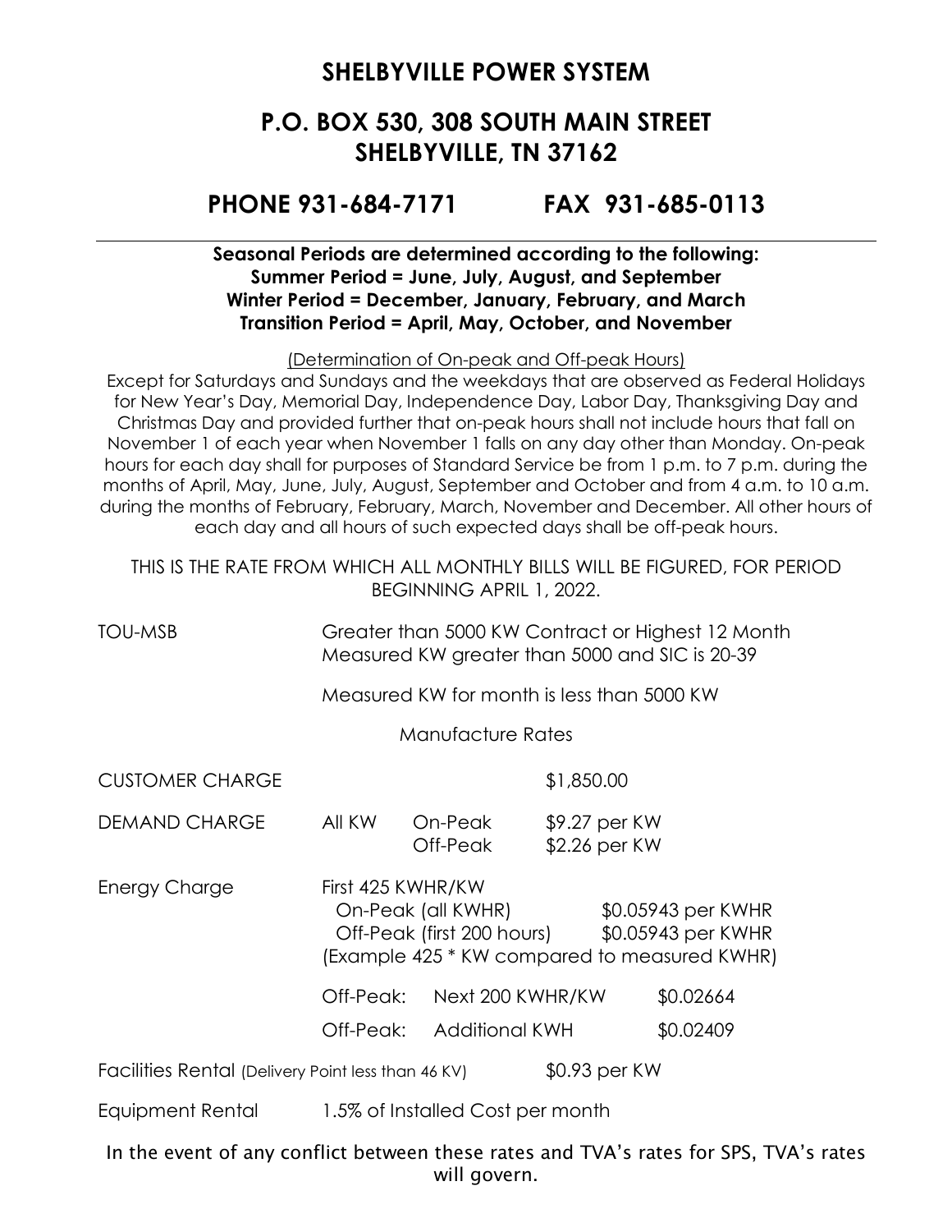# SHELBYVILLE POWER SYSTEM

## P.O. BOX 530, 308 SOUTH MAIN STREET
## SHELBYVILLE, TN 37162

## PHONE 931-684-7171 FAX 931-685-0113

---

**Seasonal Periods are determined according to the following:**
**Summer Period = June, July, August, and September**
**Winter Period = December, January, February, and March**
**Transition Period = April, May, October, and November**

(Determination of On-peak and Off-peak Hours)

Except for Saturdays and Sundays and the weekdays that are observed as Federal Holidays for New Year's Day, Memorial Day, Independence Day, Labor Day, Thanksgiving Day and Christmas Day and provided further that on-peak hours shall not include hours that fall on November 1 of each year when November 1 falls on any day other than Monday. On-peak hours for each day shall for purposes of Standard Service be from 1 p.m. to 7 p.m. during the months of April, May, June, July, August, September and October and from 4 a.m. to 10 a.m. during the months of February, February, March, November and December. All other hours of each day and all hours of such expected days shall be off-peak hours.

THIS IS THE RATE FROM WHICH ALL MONTHLY BILLS WILL BE FIGURED, FOR PERIOD BEGINNING APRIL 1, 2022.

TOU-MSB — Greater than 5000 KW Contract or Highest 12 Month Measured KW greater than 5000 and SIC is 20-39

Measured KW for month is less than 5000 KW

Manufacture Rates

| | | | |
|---|---|---|---|
| CUSTOMER CHARGE | | | $1,850.00 |
| DEMAND CHARGE | All KW | On-Peak | $9.27 per KW |
| | | Off-Peak | $2.26 per KW |

Energy Charge — First 425 KWHR/KW

| | |
|---|---|
| On-Peak (all KWHR) | $0.05943 per KWHR |
| Off-Peak (first 200 hours) | $0.05943 per KWHR |

(Example 425 * KW compared to measured KWHR)

| | | |
|---|---|---|
| Off-Peak: | Next 200 KWHR/KW | $0.02664 |
| Off-Peak: | Additional KWH | $0.02409 |

Facilities Rental (Delivery Point less than 46 KV) — $0.93 per KW

Equipment Rental — 1.5% of Installed Cost per month

In the event of any conflict between these rates and TVA's rates for SPS, TVA's rates will govern.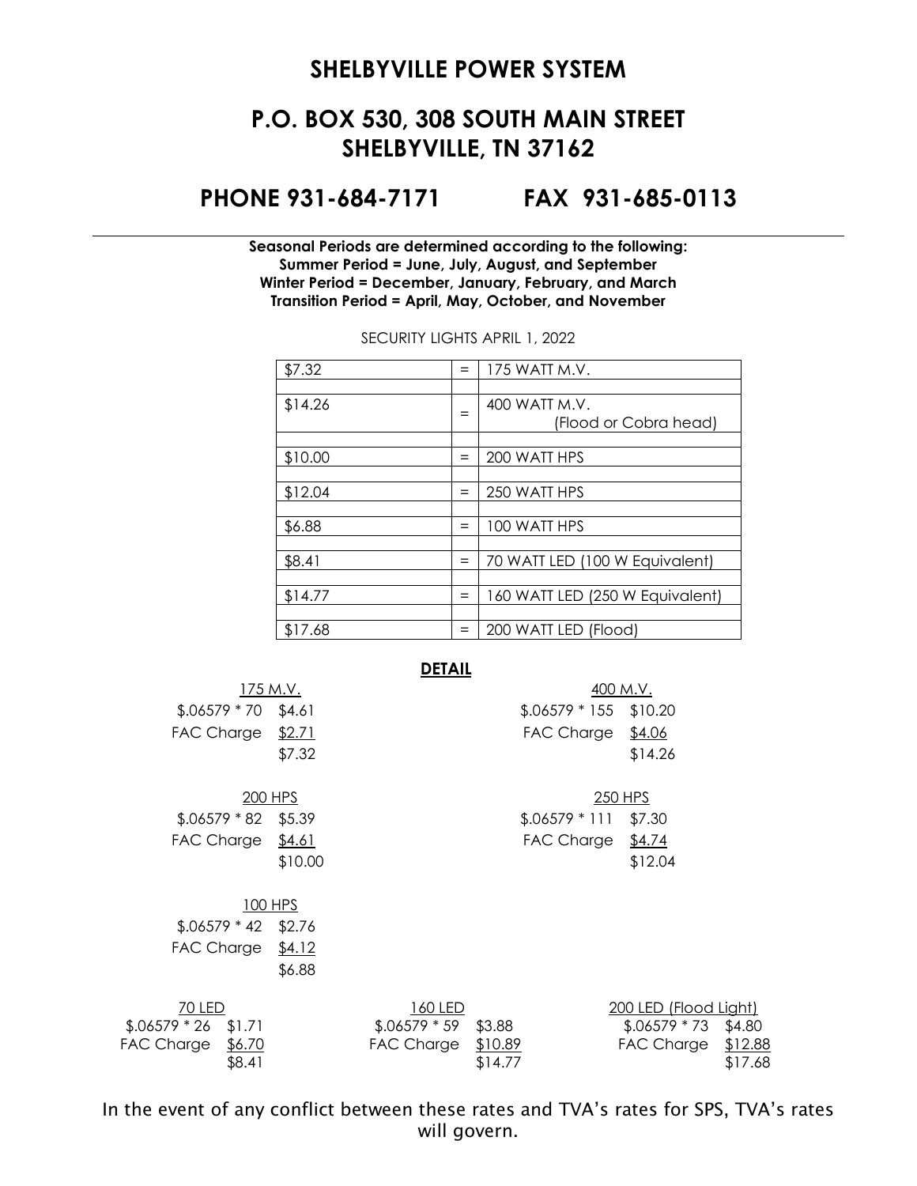# SHELBYVILLE POWER SYSTEM

## P.O. BOX 530, 308 SOUTH MAIN STREET
## SHELBYVILLE, TN 37162

## PHONE 931-684-7171 FAX 931-685-0113

---

**Seasonal Periods are determined according to the following:**
**Summer Period = June, July, August, and September**
**Winter Period = December, January, February, and March**
**Transition Period = April, May, October, and November**

SECURITY LIGHTS APRIL 1, 2022

| | | |
|---|---|---|
| $7.32 | = | 175 WATT M.V. |
| $14.26 | = | 400 WATT M.V. (Flood or Cobra head) |
| $10.00 | = | 200 WATT HPS |
| $12.04 | = | 250 WATT HPS |
| $6.88 | = | 100 WATT HPS |
| $8.41 | = | 70 WATT LED (100 W Equivalent) |
| $14.77 | = | 160 WATT LED (250 W Equivalent) |
| $17.68 | = | 200 WATT LED (Flood) |

**DETAIL**

175 M.V.
$.06579 * 70 $4.61
FAC Charge $2.71
$7.32

400 M.V.
$.06579 * 155 $10.20
FAC Charge $4.06
$14.26

200 HPS
$.06579 * 82 $5.39
FAC Charge $4.61
$10.00

250 HPS
$.06579 * 111 $7.30
FAC Charge $4.74
$12.04

100 HPS
$.06579 * 42 $2.76
FAC Charge $4.12
$6.88

70 LED
$.06579 * 26 $1.71
FAC Charge $6.70
$8.41

160 LED
$.06579 * 59 $3.88
FAC Charge $10.89
$14.77

200 LED (Flood Light)
$.06579 * 73 $4.80
FAC Charge $12.88
$17.68

In the event of any conflict between these rates and TVA's rates for SPS, TVA's rates will govern.